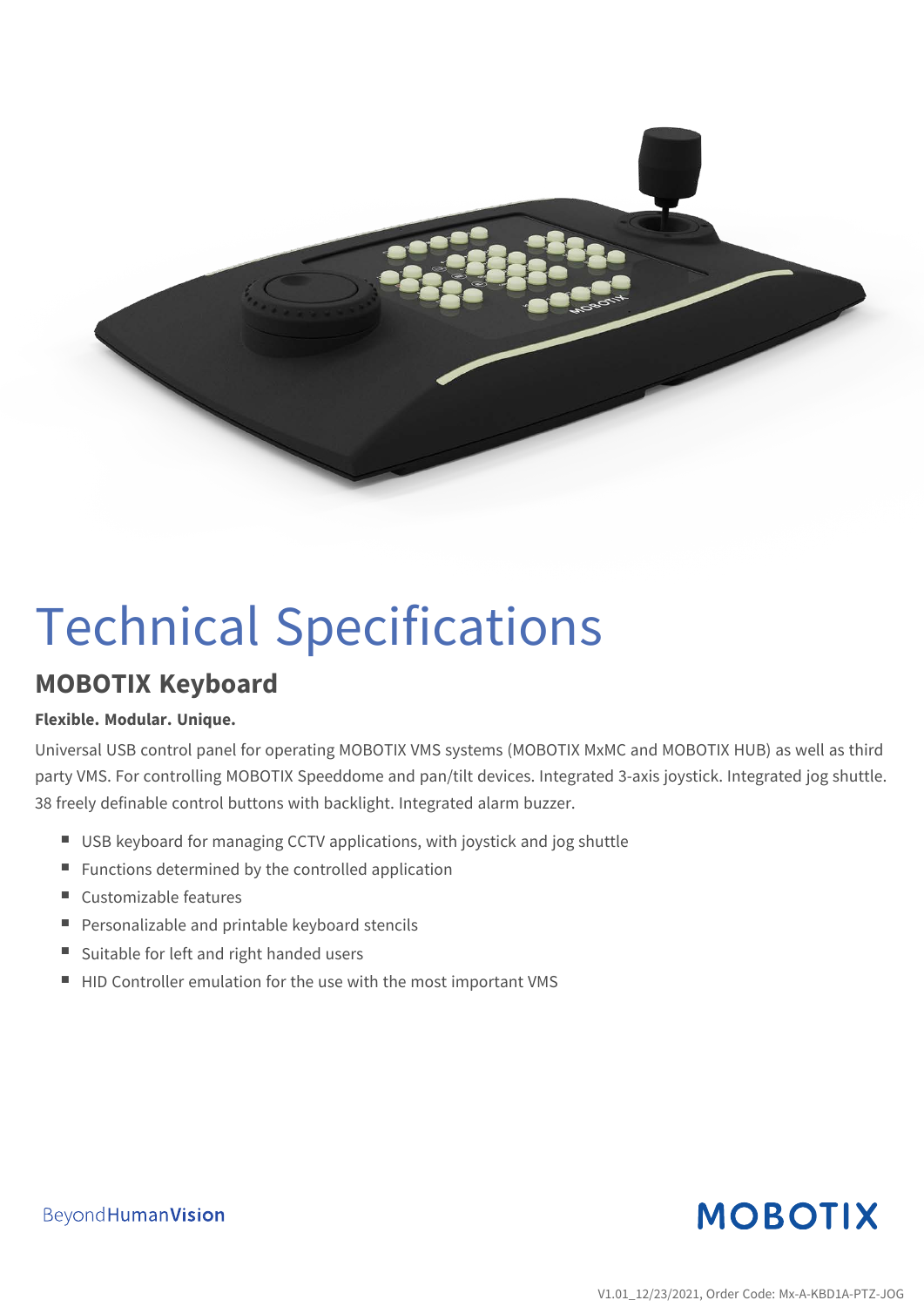# Technical Specifications

## MOBOTIX Keyboard

**Flexible. Modular. Unique.**

Universal USB control panel for operating MOBOTIX VMS systems (MOBOTIX MxMC and MOBOTIX HUB) as well as third party VMS. For controlling MOBOTIX Speeddome and pan/tilt devices. Integrated 3-axis joystick. Integrated jog shuttle. 38 freely definable control buttons with backlight. Integrated alarm buzzer.

- USB keyboard for managing CCTV applications, with joystick and jog shuttle
- Functions determined by the controlled application
- Customizable features
- Personalizable and printable keyboard stencils
- Suitable for left and right handed users
- HID Controller emulation for the use with the most important VMS

V1.01_12/23/2021, Order Code: Mx-A-KBD1A-PTZ-JOG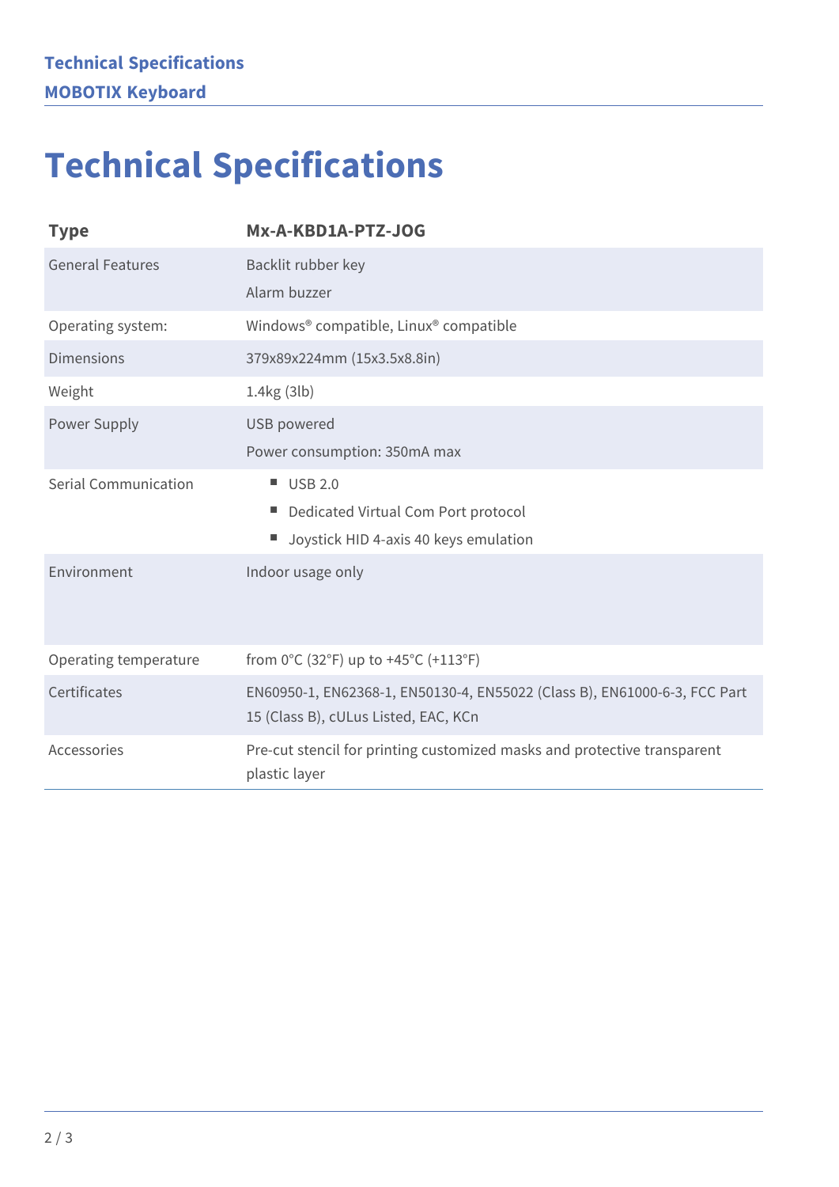# Technical Specifications

| Type | Mx-A-KBD1A-PTZ-JOG |
| --- | --- |
| General Features | Backlit rubber key<br>Alarm buzzer |
| Operating system: | Windows® compatible, Linux® compatible |
| Dimensions | 379x89x224mm (15x3.5x8.8in) |
| Weight | 1.4kg (3lb) |
| Power Supply | USB powered<br>Power consumption: 350mA max |
| Serial Communication | ■ USB 2.0<br>■ Dedicated Virtual Com Port protocol<br>■ Joystick HID 4-axis 40 keys emulation |
| Environment | Indoor usage only |
| Operating temperature | from 0°C (32°F) up to +45°C (+113°F) |
| Certificates | EN60950-1, EN62368-1, EN50130-4, EN55022 (Class B), EN61000-6-3, FCC Part 15 (Class B), cULus Listed, EAC, KCn |
| Accessories | Pre-cut stencil for printing customized masks and protective transparent plastic layer |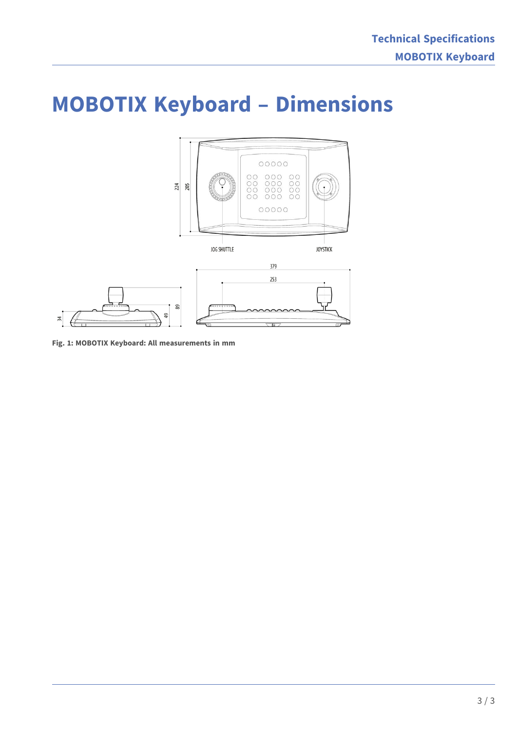# MOBOTIX Keyboard – Dimensions

224
205
JOG SHUTTLE
JOYSTICK
379
253
34
49
89

**Fig. 1: MOBOTIX Keyboard: All measurements in mm**